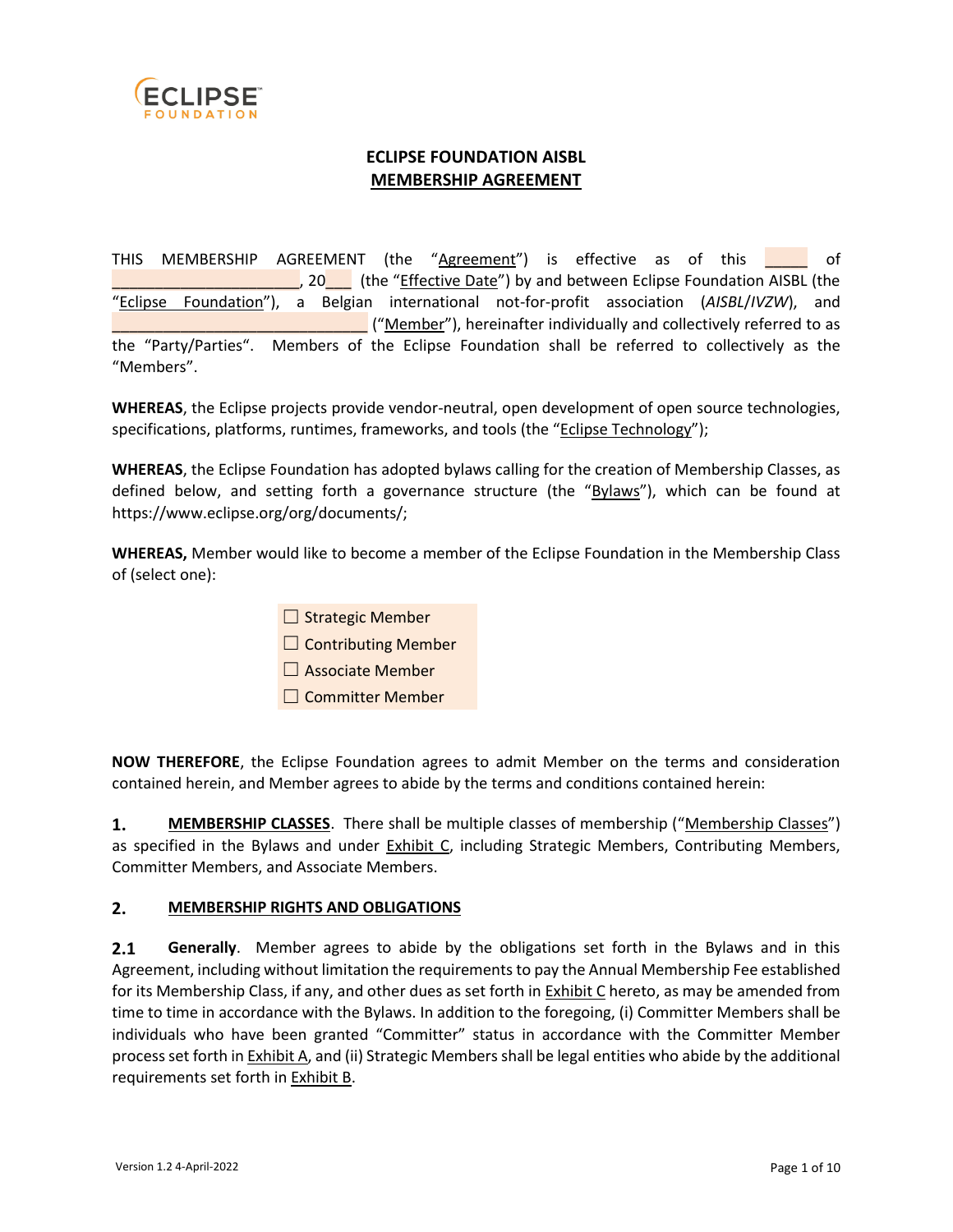# ECLIPSE FOUNDATION AISBL
## MEMBERSHIP AGREEMENT

THIS MEMBERSHIP AGREEMENT (the "Agreement") is effective as of this _____ of ______________________, 20___ (the "Effective Date") by and between Eclipse Foundation AISBL (the "Eclipse Foundation"), a Belgian international not-for-profit association (*AISBL*/*IVZW*), and ______________________________ ("Member"), hereinafter individually and collectively referred to as the "Party/Parties". Members of the Eclipse Foundation shall be referred to collectively as the "Members".

**WHEREAS**, the Eclipse projects provide vendor-neutral, open development of open source technologies, specifications, platforms, runtimes, frameworks, and tools (the "Eclipse Technology");

**WHEREAS**, the Eclipse Foundation has adopted bylaws calling for the creation of Membership Classes, as defined below, and setting forth a governance structure (the "Bylaws"), which can be found at https://www.eclipse.org/org/documents/;

**WHEREAS,** Member would like to become a member of the Eclipse Foundation in the Membership Class of (select one):

☐ Strategic Member
☐ Contributing Member
☐ Associate Member
☐ Committer Member

**NOW THEREFORE**, the Eclipse Foundation agrees to admit Member on the terms and consideration contained herein, and Member agrees to abide by the terms and conditions contained herein:

**1. MEMBERSHIP CLASSES**. There shall be multiple classes of membership ("Membership Classes") as specified in the Bylaws and under Exhibit C, including Strategic Members, Contributing Members, Committer Members, and Associate Members.

**2. MEMBERSHIP RIGHTS AND OBLIGATIONS**

**2.1 Generally**. Member agrees to abide by the obligations set forth in the Bylaws and in this Agreement, including without limitation the requirements to pay the Annual Membership Fee established for its Membership Class, if any, and other dues as set forth in Exhibit C hereto, as may be amended from time to time in accordance with the Bylaws. In addition to the foregoing, (i) Committer Members shall be individuals who have been granted "Committer" status in accordance with the Committer Member process set forth in Exhibit A, and (ii) Strategic Members shall be legal entities who abide by the additional requirements set forth in Exhibit B.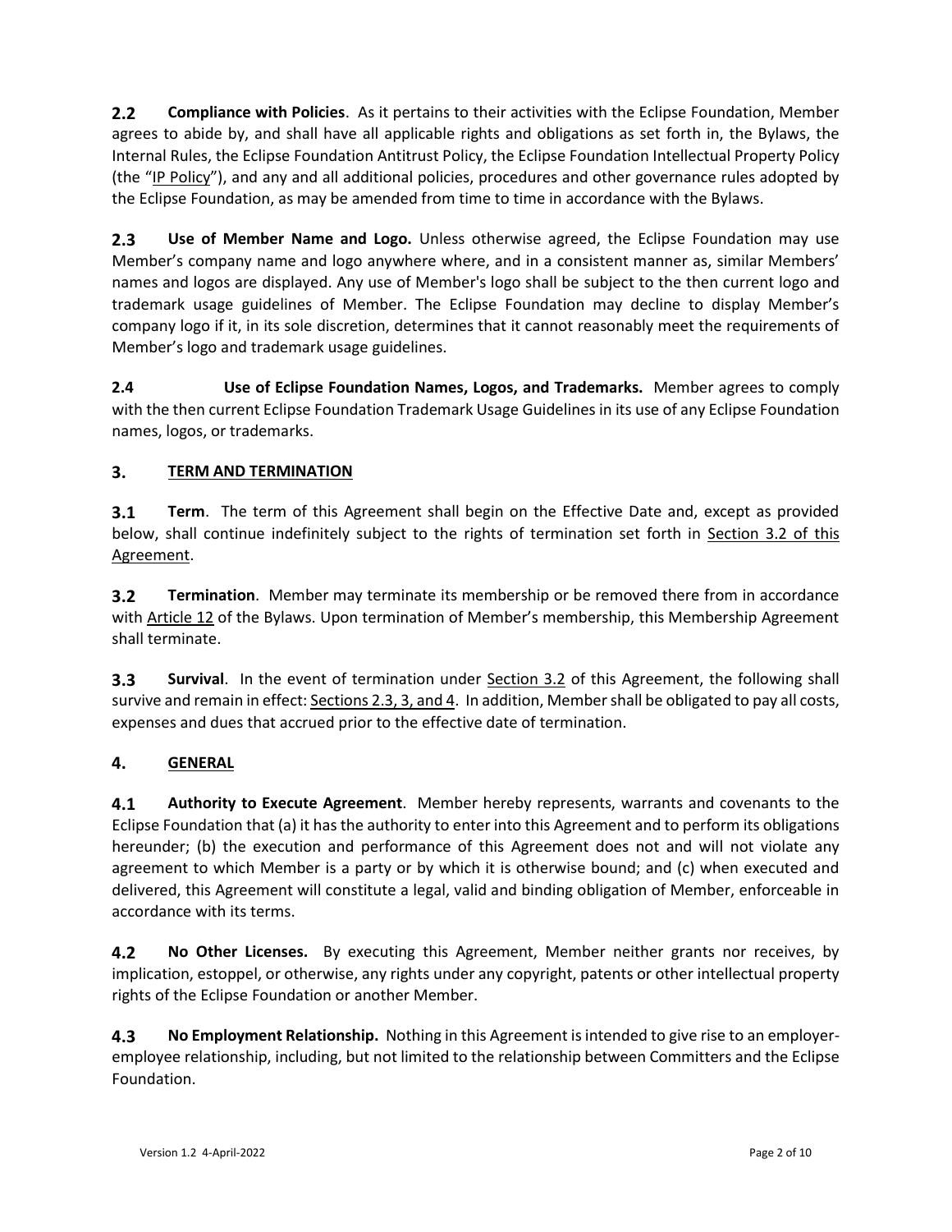**2.2 Compliance with Policies**. As it pertains to their activities with the Eclipse Foundation, Member agrees to abide by, and shall have all applicable rights and obligations as set forth in, the Bylaws, the Internal Rules, the Eclipse Foundation Antitrust Policy, the Eclipse Foundation Intellectual Property Policy (the "IP Policy"), and any and all additional policies, procedures and other governance rules adopted by the Eclipse Foundation, as may be amended from time to time in accordance with the Bylaws.

**2.3 Use of Member Name and Logo.** Unless otherwise agreed, the Eclipse Foundation may use Member's company name and logo anywhere where, and in a consistent manner as, similar Members' names and logos are displayed. Any use of Member's logo shall be subject to the then current logo and trademark usage guidelines of Member. The Eclipse Foundation may decline to display Member's company logo if it, in its sole discretion, determines that it cannot reasonably meet the requirements of Member's logo and trademark usage guidelines.

**2.4 Use of Eclipse Foundation Names, Logos, and Trademarks.** Member agrees to comply with the then current Eclipse Foundation Trademark Usage Guidelines in its use of any Eclipse Foundation names, logos, or trademarks.

## 3. TERM AND TERMINATION

**3.1 Term**. The term of this Agreement shall begin on the Effective Date and, except as provided below, shall continue indefinitely subject to the rights of termination set forth in Section 3.2 of this Agreement.

**3.2 Termination**. Member may terminate its membership or be removed there from in accordance with Article 12 of the Bylaws. Upon termination of Member's membership, this Membership Agreement shall terminate.

**3.3 Survival**. In the event of termination under Section 3.2 of this Agreement, the following shall survive and remain in effect: Sections 2.3, 3, and 4. In addition, Member shall be obligated to pay all costs, expenses and dues that accrued prior to the effective date of termination.

## 4. GENERAL

**4.1 Authority to Execute Agreement**. Member hereby represents, warrants and covenants to the Eclipse Foundation that (a) it has the authority to enter into this Agreement and to perform its obligations hereunder; (b) the execution and performance of this Agreement does not and will not violate any agreement to which Member is a party or by which it is otherwise bound; and (c) when executed and delivered, this Agreement will constitute a legal, valid and binding obligation of Member, enforceable in accordance with its terms.

**4.2 No Other Licenses.** By executing this Agreement, Member neither grants nor receives, by implication, estoppel, or otherwise, any rights under any copyright, patents or other intellectual property rights of the Eclipse Foundation or another Member.

**4.3 No Employment Relationship.** Nothing in this Agreement is intended to give rise to an employer-employee relationship, including, but not limited to the relationship between Committers and the Eclipse Foundation.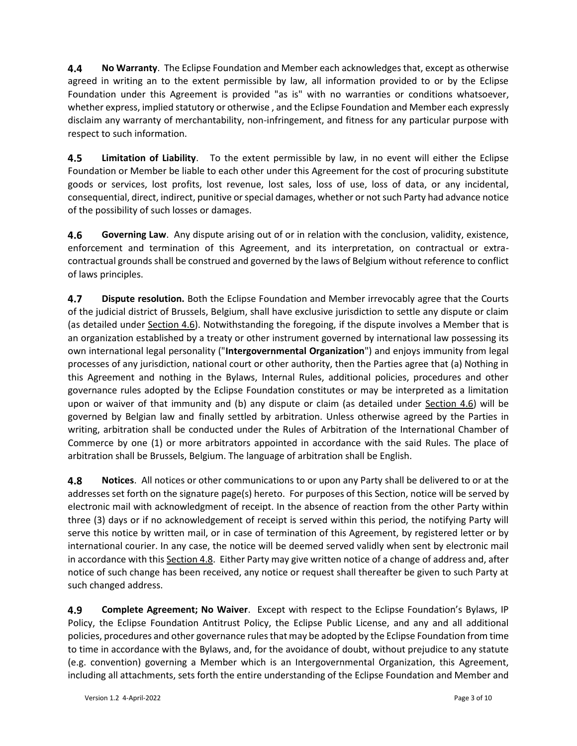**4.4 No Warranty**. The Eclipse Foundation and Member each acknowledges that, except as otherwise agreed in writing an to the extent permissible by law, all information provided to or by the Eclipse Foundation under this Agreement is provided "as is" with no warranties or conditions whatsoever, whether express, implied statutory or otherwise , and the Eclipse Foundation and Member each expressly disclaim any warranty of merchantability, non-infringement, and fitness for any particular purpose with respect to such information.

**4.5 Limitation of Liability**. To the extent permissible by law, in no event will either the Eclipse Foundation or Member be liable to each other under this Agreement for the cost of procuring substitute goods or services, lost profits, lost revenue, lost sales, loss of use, loss of data, or any incidental, consequential, direct, indirect, punitive or special damages, whether or not such Party had advance notice of the possibility of such losses or damages.

**4.6 Governing Law**. Any dispute arising out of or in relation with the conclusion, validity, existence, enforcement and termination of this Agreement, and its interpretation, on contractual or extra-contractual grounds shall be construed and governed by the laws of Belgium without reference to conflict of laws principles.

**4.7 Dispute resolution.** Both the Eclipse Foundation and Member irrevocably agree that the Courts of the judicial district of Brussels, Belgium, shall have exclusive jurisdiction to settle any dispute or claim (as detailed under Section 4.6). Notwithstanding the foregoing, if the dispute involves a Member that is an organization established by a treaty or other instrument governed by international law possessing its own international legal personality ("**Intergovernmental Organization**") and enjoys immunity from legal processes of any jurisdiction, national court or other authority, then the Parties agree that (a) Nothing in this Agreement and nothing in the Bylaws, Internal Rules, additional policies, procedures and other governance rules adopted by the Eclipse Foundation constitutes or may be interpreted as a limitation upon or waiver of that immunity and (b) any dispute or claim (as detailed under Section 4.6) will be governed by Belgian law and finally settled by arbitration. Unless otherwise agreed by the Parties in writing, arbitration shall be conducted under the Rules of Arbitration of the International Chamber of Commerce by one (1) or more arbitrators appointed in accordance with the said Rules. The place of arbitration shall be Brussels, Belgium. The language of arbitration shall be English.

**4.8 Notices**. All notices or other communications to or upon any Party shall be delivered to or at the addresses set forth on the signature page(s) hereto. For purposes of this Section, notice will be served by electronic mail with acknowledgment of receipt. In the absence of reaction from the other Party within three (3) days or if no acknowledgement of receipt is served within this period, the notifying Party will serve this notice by written mail, or in case of termination of this Agreement, by registered letter or by international courier. In any case, the notice will be deemed served validly when sent by electronic mail in accordance with this Section 4.8. Either Party may give written notice of a change of address and, after notice of such change has been received, any notice or request shall thereafter be given to such Party at such changed address.

**4.9 Complete Agreement; No Waiver**. Except with respect to the Eclipse Foundation's Bylaws, IP Policy, the Eclipse Foundation Antitrust Policy, the Eclipse Public License, and any and all additional policies, procedures and other governance rules that may be adopted by the Eclipse Foundation from time to time in accordance with the Bylaws, and, for the avoidance of doubt, without prejudice to any statute (e.g. convention) governing a Member which is an Intergovernmental Organization, this Agreement, including all attachments, sets forth the entire understanding of the Eclipse Foundation and Member and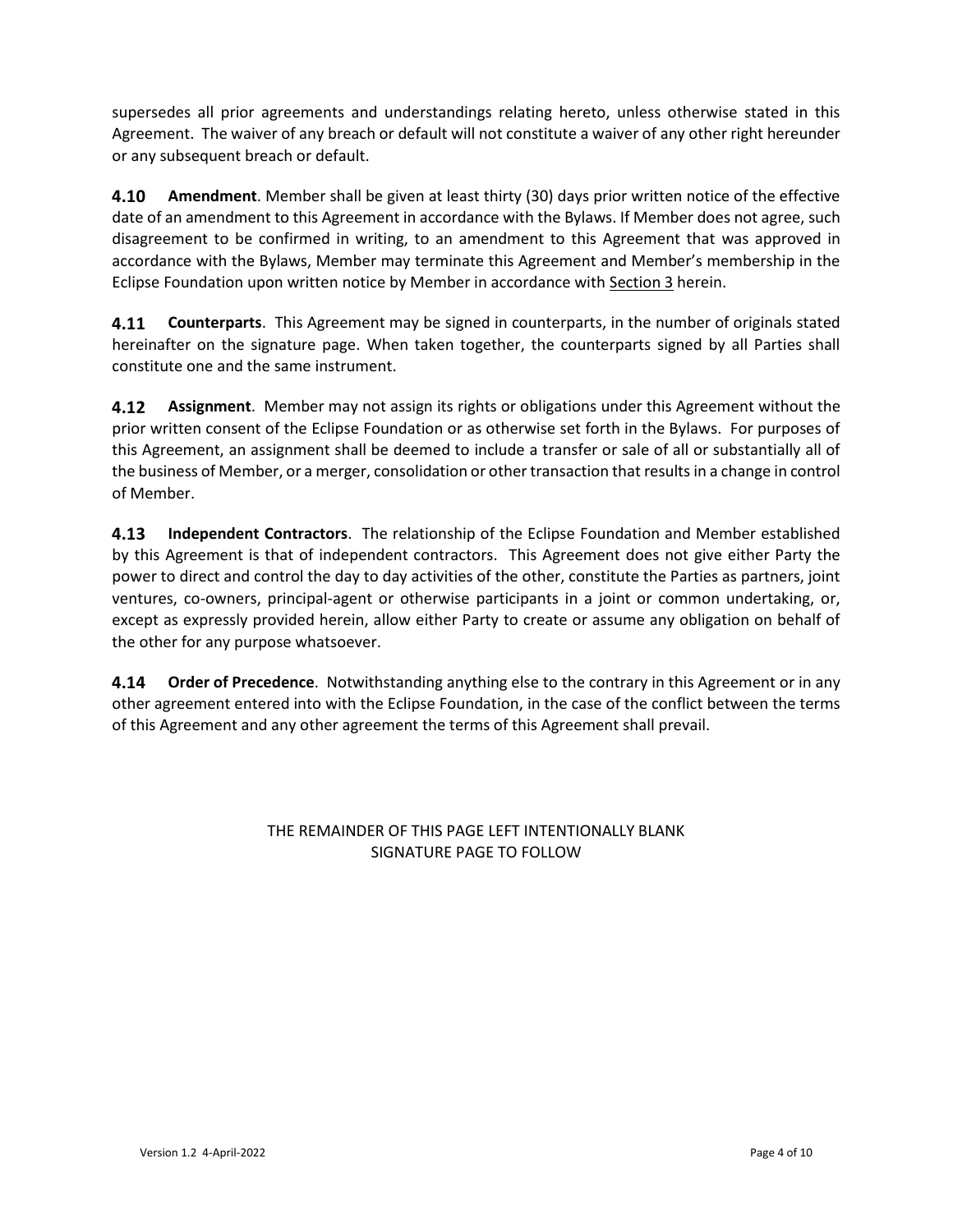supersedes all prior agreements and understandings relating hereto, unless otherwise stated in this Agreement. The waiver of any breach or default will not constitute a waiver of any other right hereunder or any subsequent breach or default.

**4.10 Amendment**. Member shall be given at least thirty (30) days prior written notice of the effective date of an amendment to this Agreement in accordance with the Bylaws. If Member does not agree, such disagreement to be confirmed in writing, to an amendment to this Agreement that was approved in accordance with the Bylaws, Member may terminate this Agreement and Member's membership in the Eclipse Foundation upon written notice by Member in accordance with Section 3 herein.

**4.11 Counterparts**. This Agreement may be signed in counterparts, in the number of originals stated hereinafter on the signature page. When taken together, the counterparts signed by all Parties shall constitute one and the same instrument.

**4.12 Assignment**. Member may not assign its rights or obligations under this Agreement without the prior written consent of the Eclipse Foundation or as otherwise set forth in the Bylaws. For purposes of this Agreement, an assignment shall be deemed to include a transfer or sale of all or substantially all of the business of Member, or a merger, consolidation or other transaction that results in a change in control of Member.

**4.13 Independent Contractors**. The relationship of the Eclipse Foundation and Member established by this Agreement is that of independent contractors. This Agreement does not give either Party the power to direct and control the day to day activities of the other, constitute the Parties as partners, joint ventures, co-owners, principal-agent or otherwise participants in a joint or common undertaking, or, except as expressly provided herein, allow either Party to create or assume any obligation on behalf of the other for any purpose whatsoever.

**4.14 Order of Precedence**. Notwithstanding anything else to the contrary in this Agreement or in any other agreement entered into with the Eclipse Foundation, in the case of the conflict between the terms of this Agreement and any other agreement the terms of this Agreement shall prevail.

THE REMAINDER OF THIS PAGE LEFT INTENTIONALLY BLANK
SIGNATURE PAGE TO FOLLOW

Version 1.2 4-April-2022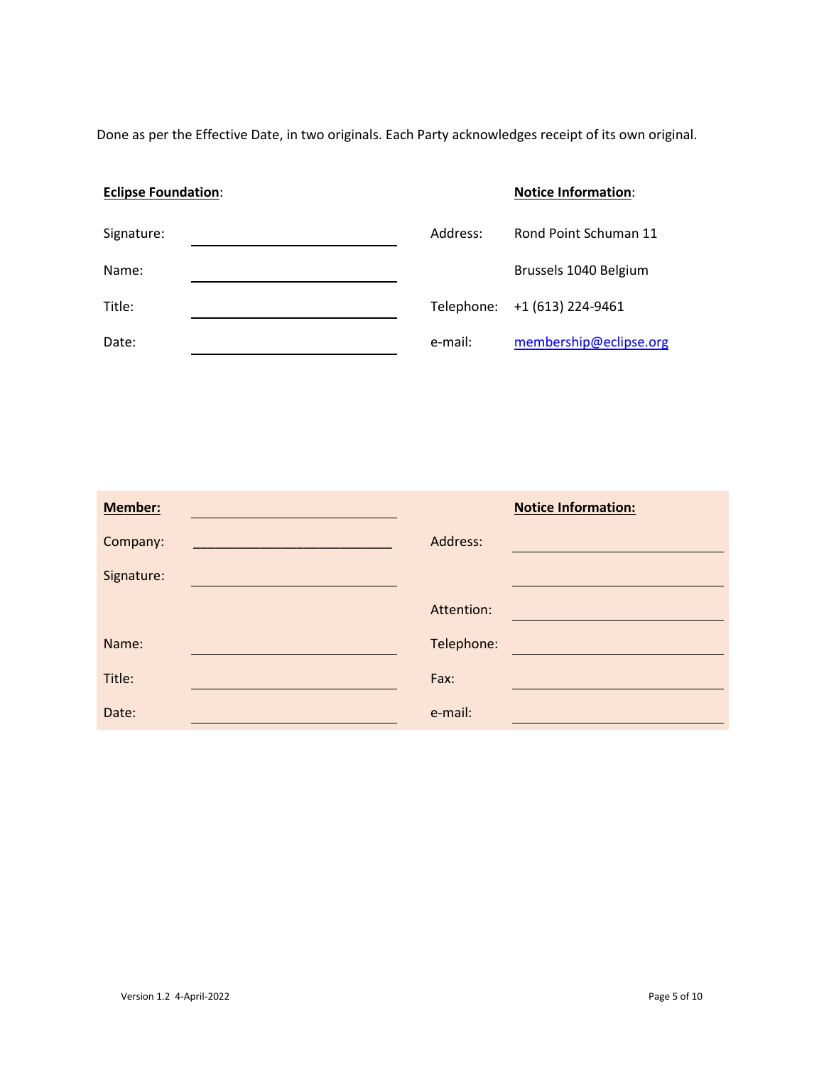Done as per the Effective Date, in two originals. Each Party acknowledges receipt of its own original.

| **Eclipse Foundation**: | | | **Notice Information**: |
|---|---|---|---|
| Signature: | | Address: | Rond Point Schuman 11 |
| Name: | | | Brussels 1040 Belgium |
| Title: | | Telephone: | +1 (613) 224-9461 |
| Date: | | e-mail: | membership@eclipse.org |

| **Member:** | | | **Notice Information:** |
|---|---|---|---|
| Company: | __________________________ | Address: | |
| Signature: | | | |
| | | Attention: | |
| Name: | | Telephone: | |
| Title: | | Fax: | |
| Date: | | e-mail: | |

Version 1.2 4-April-2022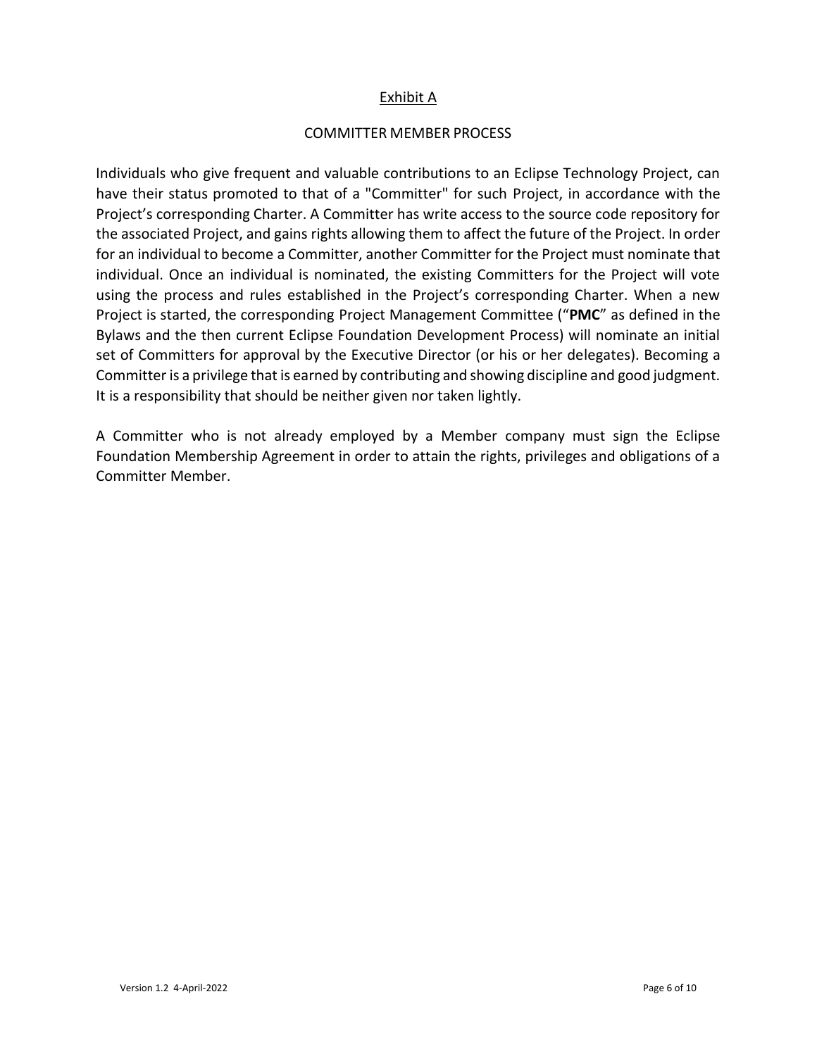## Exhibit A

### COMMITTER MEMBER PROCESS

Individuals who give frequent and valuable contributions to an Eclipse Technology Project, can have their status promoted to that of a "Committer" for such Project, in accordance with the Project's corresponding Charter. A Committer has write access to the source code repository for the associated Project, and gains rights allowing them to affect the future of the Project. In order for an individual to become a Committer, another Committer for the Project must nominate that individual. Once an individual is nominated, the existing Committers for the Project will vote using the process and rules established in the Project's corresponding Charter. When a new Project is started, the corresponding Project Management Committee ("**PMC**" as defined in the Bylaws and the then current Eclipse Foundation Development Process) will nominate an initial set of Committers for approval by the Executive Director (or his or her delegates). Becoming a Committer is a privilege that is earned by contributing and showing discipline and good judgment. It is a responsibility that should be neither given nor taken lightly.

A Committer who is not already employed by a Member company must sign the Eclipse Foundation Membership Agreement in order to attain the rights, privileges and obligations of a Committer Member.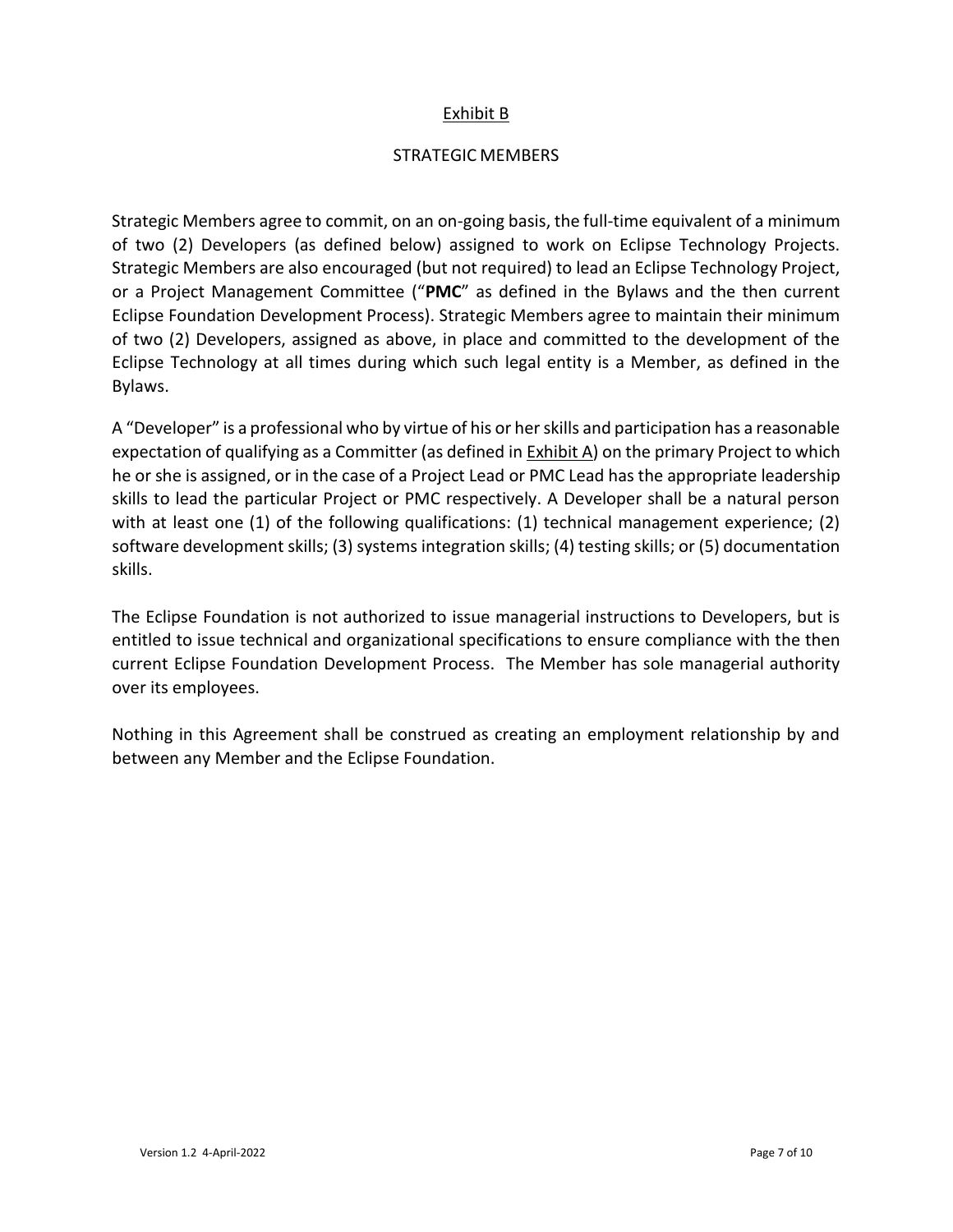# Exhibit B

## STRATEGIC MEMBERS

Strategic Members agree to commit, on an on-going basis, the full-time equivalent of a minimum of two (2) Developers (as defined below) assigned to work on Eclipse Technology Projects. Strategic Members are also encouraged (but not required) to lead an Eclipse Technology Project, or a Project Management Committee ("**PMC**" as defined in the Bylaws and the then current Eclipse Foundation Development Process). Strategic Members agree to maintain their minimum of two (2) Developers, assigned as above, in place and committed to the development of the Eclipse Technology at all times during which such legal entity is a Member, as defined in the Bylaws.

A "Developer" is a professional who by virtue of his or her skills and participation has a reasonable expectation of qualifying as a Committer (as defined in Exhibit A) on the primary Project to which he or she is assigned, or in the case of a Project Lead or PMC Lead has the appropriate leadership skills to lead the particular Project or PMC respectively. A Developer shall be a natural person with at least one (1) of the following qualifications: (1) technical management experience; (2) software development skills; (3) systems integration skills; (4) testing skills; or (5) documentation skills.

The Eclipse Foundation is not authorized to issue managerial instructions to Developers, but is entitled to issue technical and organizational specifications to ensure compliance with the then current Eclipse Foundation Development Process. The Member has sole managerial authority over its employees.

Nothing in this Agreement shall be construed as creating an employment relationship by and between any Member and the Eclipse Foundation.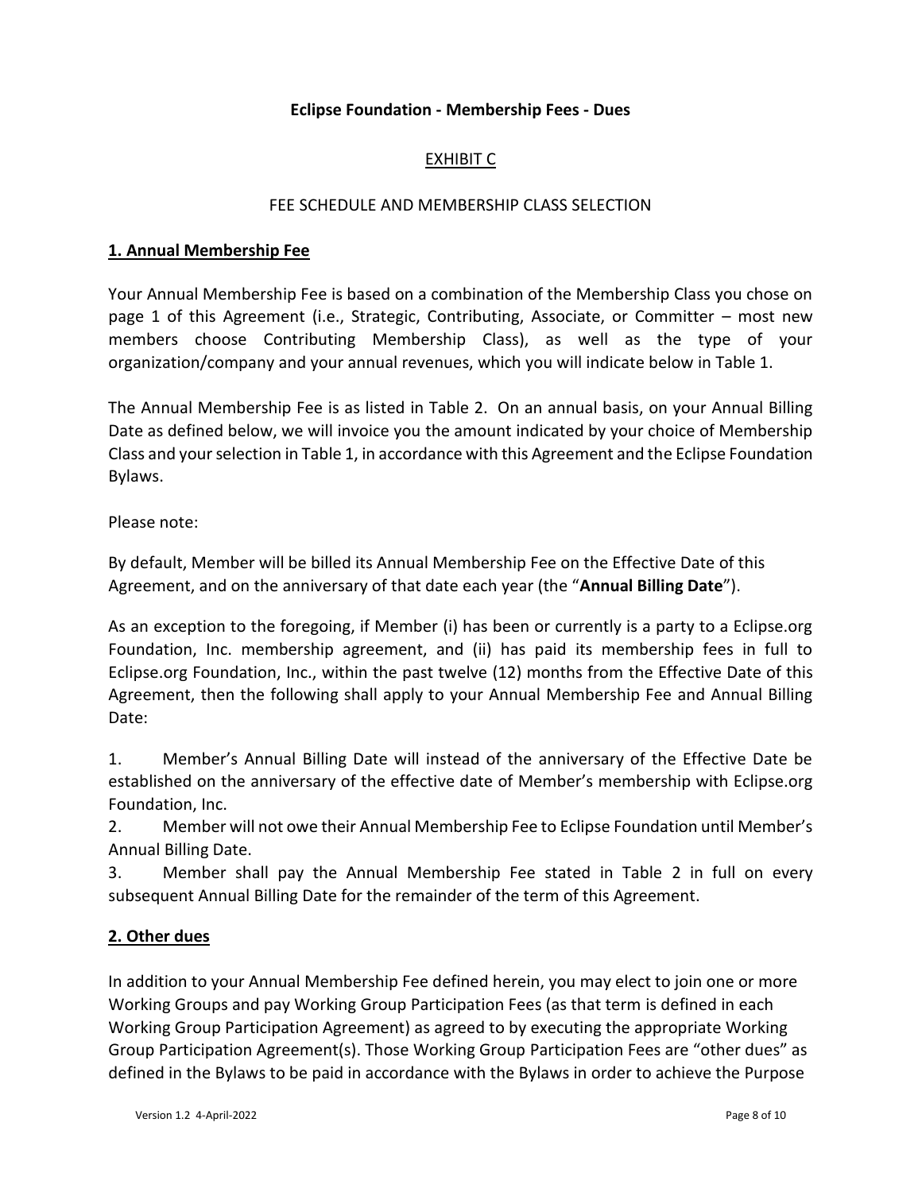**Eclipse Foundation - Membership Fees - Dues**

EXHIBIT C

FEE SCHEDULE AND MEMBERSHIP CLASS SELECTION

## 1. Annual Membership Fee

Your Annual Membership Fee is based on a combination of the Membership Class you chose on page 1 of this Agreement (i.e., Strategic, Contributing, Associate, or Committer – most new members choose Contributing Membership Class), as well as the type of your organization/company and your annual revenues, which you will indicate below in Table 1.

The Annual Membership Fee is as listed in Table 2. On an annual basis, on your Annual Billing Date as defined below, we will invoice you the amount indicated by your choice of Membership Class and your selection in Table 1, in accordance with this Agreement and the Eclipse Foundation Bylaws.

Please note:

By default, Member will be billed its Annual Membership Fee on the Effective Date of this Agreement, and on the anniversary of that date each year (the "**Annual Billing Date**").

As an exception to the foregoing, if Member (i) has been or currently is a party to a Eclipse.org Foundation, Inc. membership agreement, and (ii) has paid its membership fees in full to Eclipse.org Foundation, Inc., within the past twelve (12) months from the Effective Date of this Agreement, then the following shall apply to your Annual Membership Fee and Annual Billing Date:

1. Member's Annual Billing Date will instead of the anniversary of the Effective Date be established on the anniversary of the effective date of Member's membership with Eclipse.org Foundation, Inc.
2. Member will not owe their Annual Membership Fee to Eclipse Foundation until Member's Annual Billing Date.
3. Member shall pay the Annual Membership Fee stated in Table 2 in full on every subsequent Annual Billing Date for the remainder of the term of this Agreement.

## 2. Other dues

In addition to your Annual Membership Fee defined herein, you may elect to join one or more Working Groups and pay Working Group Participation Fees (as that term is defined in each Working Group Participation Agreement) as agreed to by executing the appropriate Working Group Participation Agreement(s). Those Working Group Participation Fees are "other dues" as defined in the Bylaws to be paid in accordance with the Bylaws in order to achieve the Purpose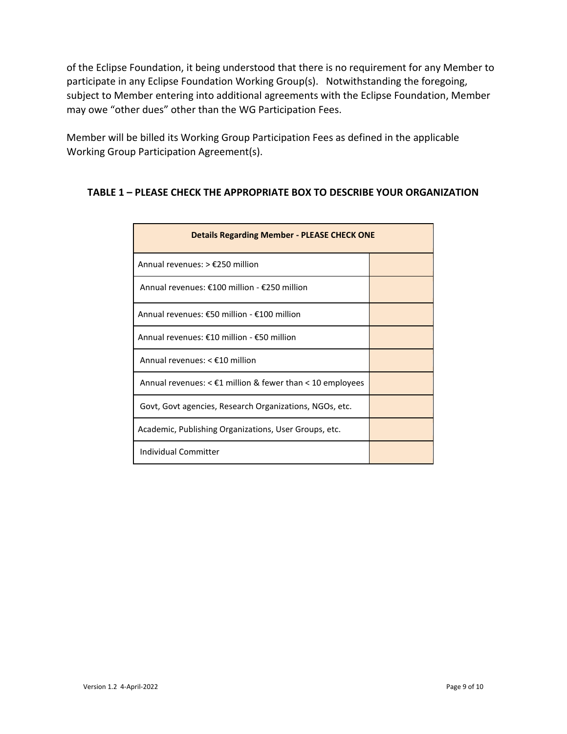of the Eclipse Foundation, it being understood that there is no requirement for any Member to participate in any Eclipse Foundation Working Group(s). Notwithstanding the foregoing, subject to Member entering into additional agreements with the Eclipse Foundation, Member may owe "other dues" other than the WG Participation Fees.

Member will be billed its Working Group Participation Fees as defined in the applicable Working Group Participation Agreement(s).

**TABLE 1 – PLEASE CHECK THE APPROPRIATE BOX TO DESCRIBE YOUR ORGANIZATION**

| **Details Regarding Member - PLEASE CHECK ONE** | |
|---|---|
| Annual revenues: > €250 million | |
| Annual revenues: €100 million - €250 million | |
| Annual revenues: €50 million - €100 million | |
| Annual revenues: €10 million - €50 million | |
| Annual revenues: < €10 million | |
| Annual revenues: < €1 million & fewer than < 10 employees | |
| Govt, Govt agencies, Research Organizations, NGOs, etc. | |
| Academic, Publishing Organizations, User Groups, etc. | |
| Individual Committer | |

Version 1.2 4-April-2022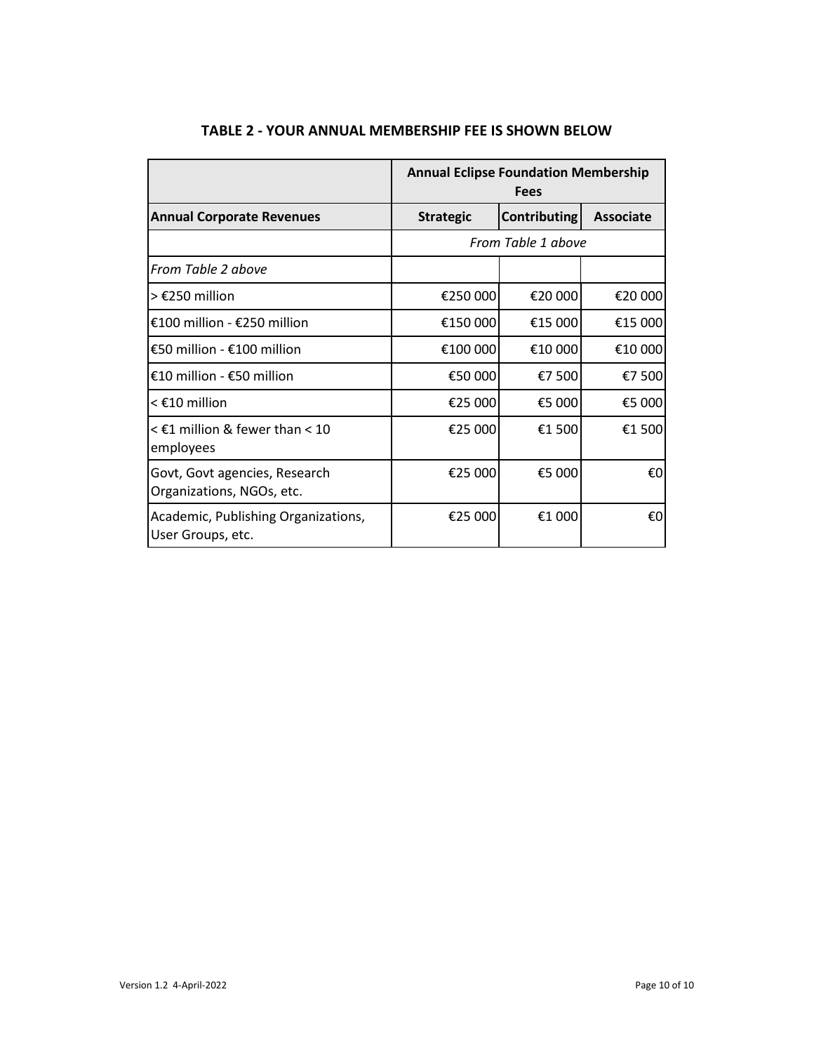**TABLE 2 - YOUR ANNUAL MEMBERSHIP FEE IS SHOWN BELOW**

| | Annual Eclipse Foundation Membership Fees | | |
|---|---|---|---|
| **Annual Corporate Revenues** | **Strategic** | **Contributing** | **Associate** |
| | *From Table 1 above* | | |
| *From Table 2 above* | | | |
| > €250 million | €250 000 | €20 000 | €20 000 |
| €100 million - €250 million | €150 000 | €15 000 | €15 000 |
| €50 million - €100 million | €100 000 | €10 000 | €10 000 |
| €10 million - €50 million | €50 000 | €7 500 | €7 500 |
| < €10 million | €25 000 | €5 000 | €5 000 |
| < €1 million & fewer than < 10 employees | €25 000 | €1 500 | €1 500 |
| Govt, Govt agencies, Research Organizations, NGOs, etc. | €25 000 | €5 000 | €0 |
| Academic, Publishing Organizations, User Groups, etc. | €25 000 | €1 000 | €0 |

Version 1.2 4-April-2022